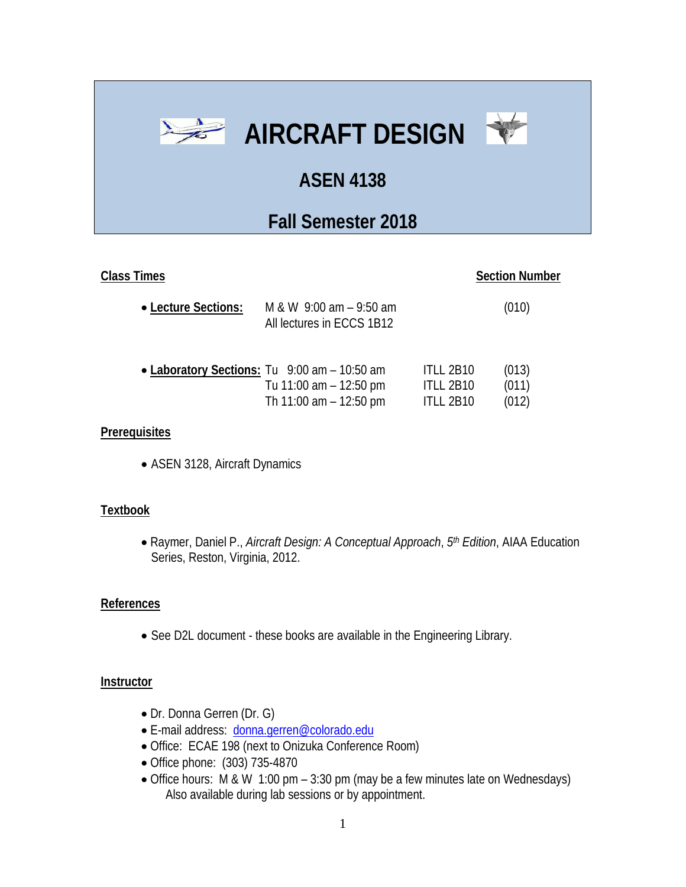# AIRCRAFT DESIGN

## ASEN 4138

## Fall Semester 2018

**Class Times** | **Section Number**

- **Lecture Sections:** M & W 9:00 am – 9:50 am (010)
  All lectures in ECCS 1B12

- **Laboratory Sections:**

| Time | Room | Section |
|---|---|---|
| Tu 9:00 am – 10:50 am | ITLL 2B10 | (013) |
| Tu 11:00 am – 12:50 pm | ITLL 2B10 | (011) |
| Th 11:00 am – 12:50 pm | ITLL 2B10 | (012) |

**Prerequisites**

- ASEN 3128, Aircraft Dynamics

**Textbook**

- Raymer, Daniel P., *Aircraft Design: A Conceptual Approach*, *5th Edition*, AIAA Education Series, Reston, Virginia, 2012.

**References**

- See D2L document - these books are available in the Engineering Library.

**Instructor**

- Dr. Donna Gerren (Dr. G)
- E-mail address: donna.gerren@colorado.edu
- Office: ECAE 198 (next to Onizuka Conference Room)
- Office phone: (303) 735-4870
- Office hours: M & W 1:00 pm – 3:30 pm (may be a few minutes late on Wednesdays)
  Also available during lab sessions or by appointment.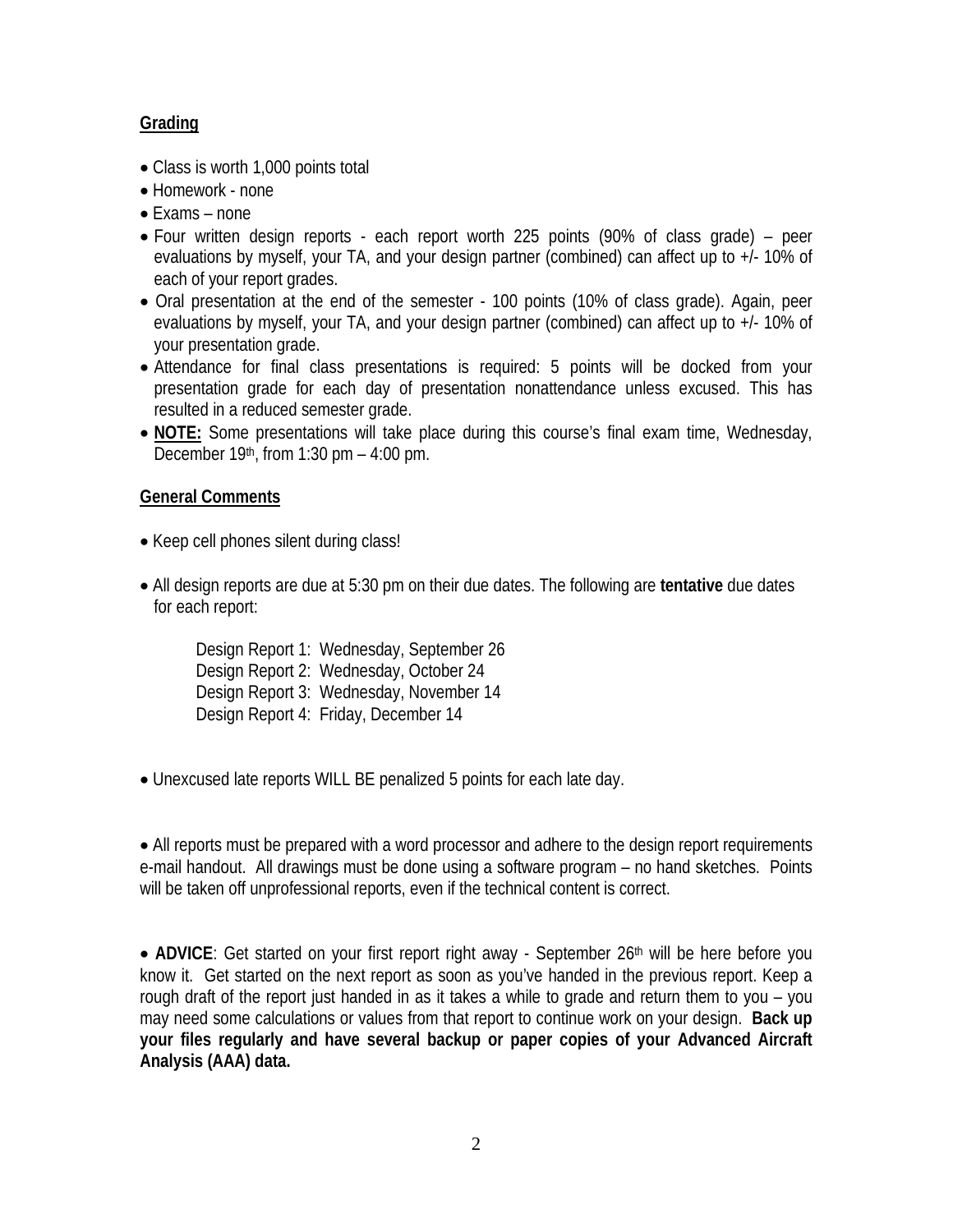**Grading**

- Class is worth 1,000 points total
- Homework - none
- Exams – none
- Four written design reports - each report worth 225 points (90% of class grade) – peer evaluations by myself, your TA, and your design partner (combined) can affect up to +/- 10% of each of your report grades.
- Oral presentation at the end of the semester - 100 points (10% of class grade). Again, peer evaluations by myself, your TA, and your design partner (combined) can affect up to +/- 10% of your presentation grade.
- Attendance for final class presentations is required: 5 points will be docked from your presentation grade for each day of presentation nonattendance unless excused. This has resulted in a reduced semester grade.
- **NOTE:** Some presentations will take place during this course's final exam time, Wednesday, December 19th, from 1:30 pm – 4:00 pm.

**General Comments**

- Keep cell phones silent during class!

- All design reports are due at 5:30 pm on their due dates. The following are **tentative** due dates for each report:

  Design Report 1: Wednesday, September 26
  Design Report 2: Wednesday, October 24
  Design Report 3: Wednesday, November 14
  Design Report 4: Friday, December 14

- Unexcused late reports WILL BE penalized 5 points for each late day.

- All reports must be prepared with a word processor and adhere to the design report requirements e-mail handout. All drawings must be done using a software program – no hand sketches. Points will be taken off unprofessional reports, even if the technical content is correct.

- **ADVICE**: Get started on your first report right away - September 26th will be here before you know it. Get started on the next report as soon as you've handed in the previous report. Keep a rough draft of the report just handed in as it takes a while to grade and return them to you – you may need some calculations or values from that report to continue work on your design. **Back up your files regularly and have several backup or paper copies of your Advanced Aircraft Analysis (AAA) data.**